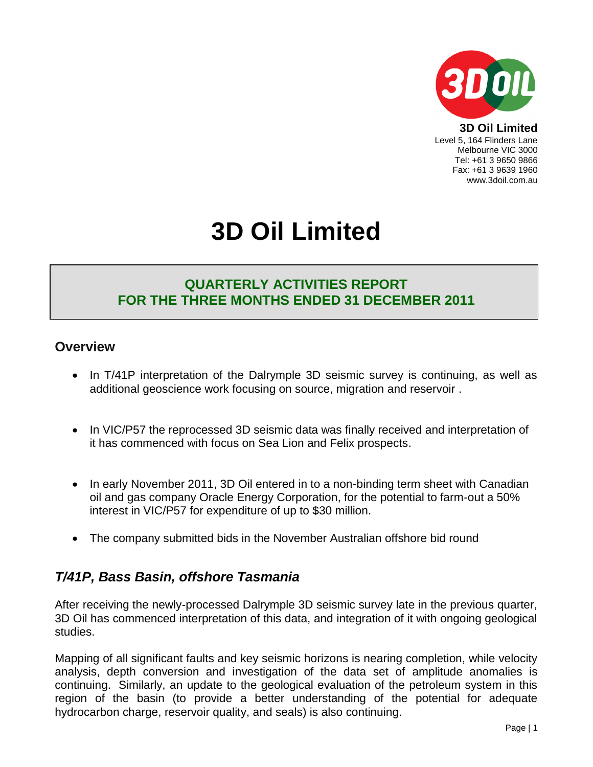**3D Oil Limited**
Level 5, 164 Flinders Lane
Melbourne VIC 3000
Tel: +61 3 9650 9866
Fax: +61 3 9639 1960
www.3doil.com.au

# 3D Oil Limited

## QUARTERLY ACTIVITIES REPORT
## FOR THE THREE MONTHS ENDED 31 DECEMBER 2011

## Overview

- In T/41P interpretation of the Dalrymple 3D seismic survey is continuing, as well as additional geoscience work focusing on source, migration and reservoir .
- In VIC/P57 the reprocessed 3D seismic data was finally received and interpretation of it has commenced with focus on Sea Lion and Felix prospects.
- In early November 2011, 3D Oil entered in to a non-binding term sheet with Canadian oil and gas company Oracle Energy Corporation, for the potential to farm-out a 50% interest in VIC/P57 for expenditure of up to $30 million.
- The company submitted bids in the November Australian offshore bid round

## *T/41P, Bass Basin, offshore Tasmania*

After receiving the newly-processed Dalrymple 3D seismic survey late in the previous quarter, 3D Oil has commenced interpretation of this data, and integration of it with ongoing geological studies.

Mapping of all significant faults and key seismic horizons is nearing completion, while velocity analysis, depth conversion and investigation of the data set of amplitude anomalies is continuing. Similarly, an update to the geological evaluation of the petroleum system in this region of the basin (to provide a better understanding of the potential for adequate hydrocarbon charge, reservoir quality, and seals) is also continuing.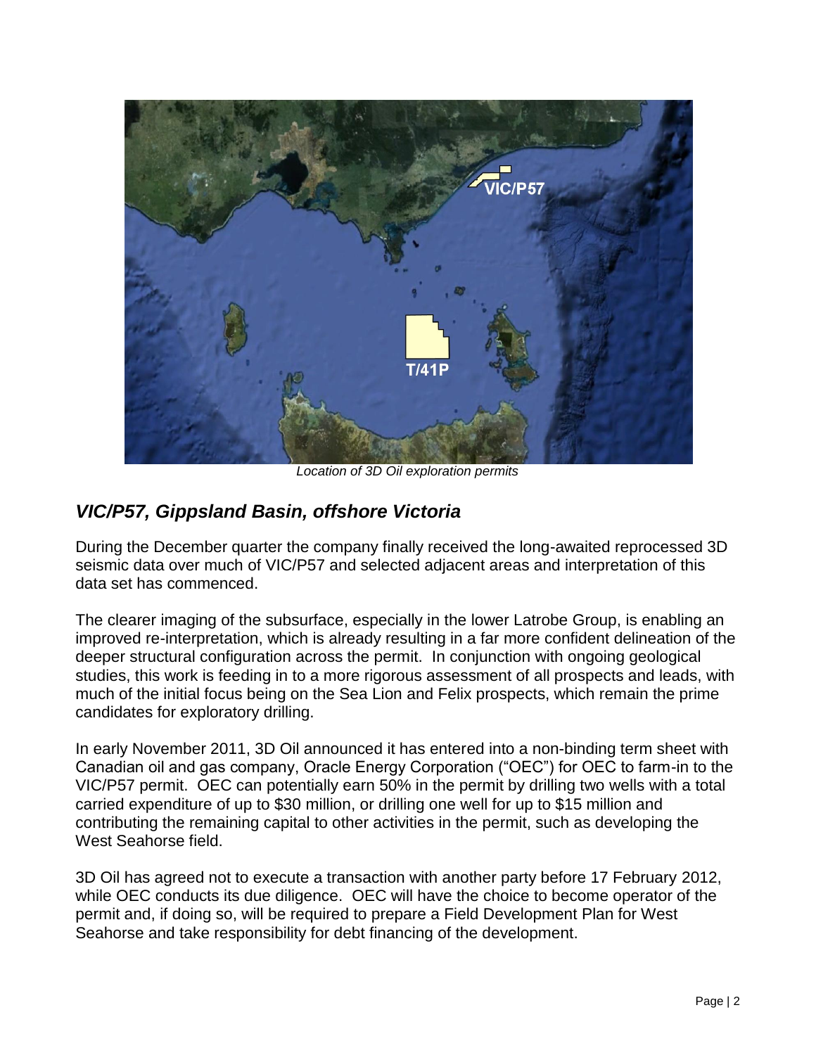Location of 3D Oil exploration permits

## *VIC/P57, Gippsland Basin, offshore Victoria*

During the December quarter the company finally received the long-awaited reprocessed 3D seismic data over much of VIC/P57 and selected adjacent areas and interpretation of this data set has commenced.

The clearer imaging of the subsurface, especially in the lower Latrobe Group, is enabling an improved re-interpretation, which is already resulting in a far more confident delineation of the deeper structural configuration across the permit. In conjunction with ongoing geological studies, this work is feeding in to a more rigorous assessment of all prospects and leads, with much of the initial focus being on the Sea Lion and Felix prospects, which remain the prime candidates for exploratory drilling.

In early November 2011, 3D Oil announced it has entered into a non-binding term sheet with Canadian oil and gas company, Oracle Energy Corporation ("OEC") for OEC to farm-in to the VIC/P57 permit. OEC can potentially earn 50% in the permit by drilling two wells with a total carried expenditure of up to $30 million, or drilling one well for up to $15 million and contributing the remaining capital to other activities in the permit, such as developing the West Seahorse field.

3D Oil has agreed not to execute a transaction with another party before 17 February 2012, while OEC conducts its due diligence. OEC will have the choice to become operator of the permit and, if doing so, will be required to prepare a Field Development Plan for West Seahorse and take responsibility for debt financing of the development.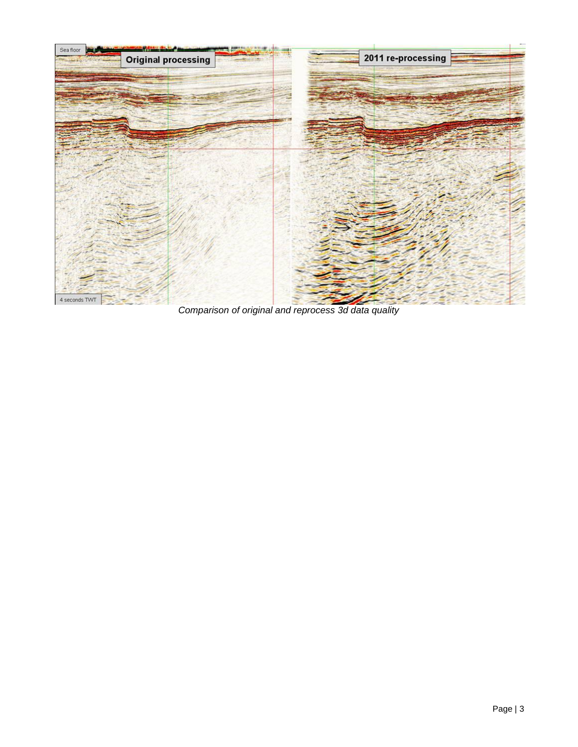*Comparison of original and reprocess 3d data quality*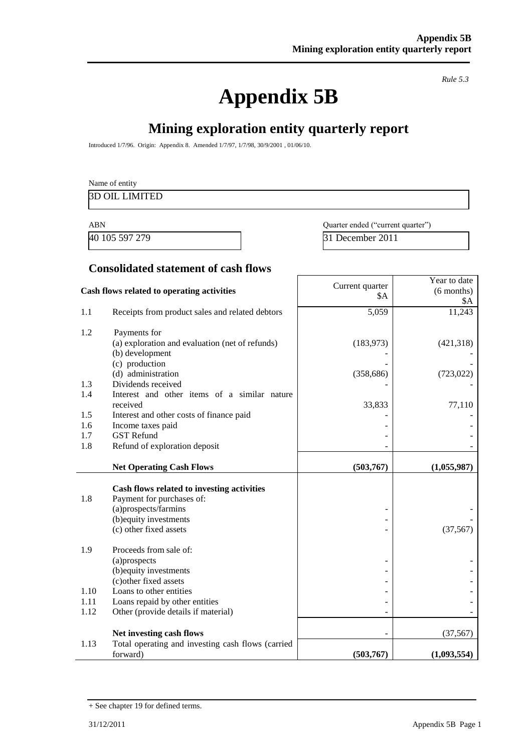*Rule 5.3*

# Appendix 5B

## Mining exploration entity quarterly report

Introduced 1/7/96. Origin: Appendix 8. Amended 1/7/97, 1/7/98, 30/9/2001 , 01/06/10.

| Name of entity |
|---|
| 3D OIL LIMITED |

| ABN | Quarter ended ("current quarter") |
|---|---|
| 40 105 597 279 | 31 December 2011 |

### Consolidated statement of cash flows

| | Cash flows related to operating activities | Current quarter $A | Year to date (6 months) $A |
|---|---|---|---|
| 1.1 | Receipts from product sales and related debtors | 5,059 | 11,243 |
| 1.2 | Payments for | | |
| | (a) exploration and evaluation (net of refunds) | (183,973) | (421,318) |
| | (b) development | - | - |
| | (c) production | - | - |
| | (d) administration | (358,686) | (723,022) |
| 1.3 | Dividends received | - | - |
| 1.4 | Interest and other items of a similar nature received | 33,833 | 77,110 |
| 1.5 | Interest and other costs of finance paid | - | - |
| 1.6 | Income taxes paid | - | - |
| 1.7 | GST Refund | - | - |
| 1.8 | Refund of exploration deposit | - | - |
| | **Net Operating Cash Flows** | **(503,767)** | **(1,055,987)** |
| | **Cash flows related to investing activities** | | |
| 1.8 | Payment for purchases of: | | |
| | (a)prospects/farmins | - | - |
| | (b)equity investments | - | - |
| | (c) other fixed assets | - | (37,567) |
| 1.9 | Proceeds from sale of: | | |
| | (a)prospects | - | - |
| | (b)equity investments | - | - |
| | (c)other fixed assets | - | - |
| 1.10 | Loans to other entities | - | - |
| 1.11 | Loans repaid by other entities | - | - |
| 1.12 | Other (provide details if material) | - | - |
| | **Net investing cash flows** | - | (37,567) |
| 1.13 | Total operating and investing cash flows (carried forward) | **(503,767)** | **(1,093,554)** |

+ See chapter 19 for defined terms.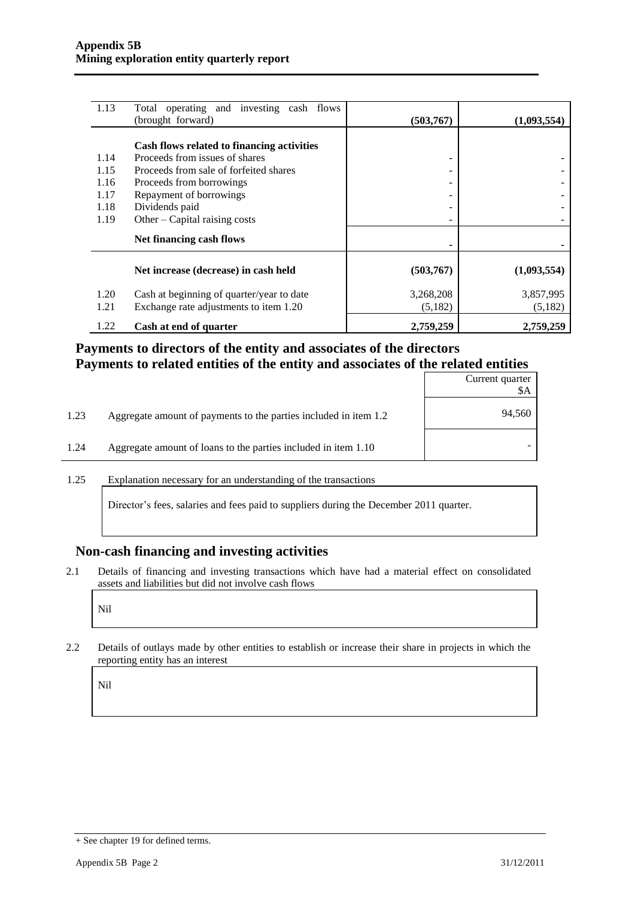| | | | |
|---|---|---|---|
| 1.13 | Total operating and investing cash flows (brought forward) | **(503,767)** | **(1,093,554)** |
| | **Cash flows related to financing activities** | | |
| 1.14 | Proceeds from issues of shares | - | - |
| 1.15 | Proceeds from sale of forfeited shares | - | - |
| 1.16 | Proceeds from borrowings | - | - |
| 1.17 | Repayment of borrowings | - | - |
| 1.18 | Dividends paid | - | - |
| 1.19 | Other – Capital raising costs | - | - |
| | **Net financing cash flows** | **-** | **-** |
| | **Net increase (decrease) in cash held** | **(503,767)** | **(1,093,554)** |
| 1.20 | Cash at beginning of quarter/year to date | 3,268,208 | 3,857,995 |
| 1.21 | Exchange rate adjustments to item 1.20 | (5,182) | (5,182) |
| 1.22 | **Cash at end of quarter** | **2,759,259** | **2,759,259** |

## Payments to directors of the entity and associates of the directors
## Payments to related entities of the entity and associates of the related entities

| | | Current quarter $A |
|---|---|---|
| 1.23 | Aggregate amount of payments to the parties included in item 1.2 | 94,560 |
| 1.24 | Aggregate amount of loans to the parties included in item 1.10 | - |

1.25 Explanation necessary for an understanding of the transactions

Director's fees, salaries and fees paid to suppliers during the December 2011 quarter.

## Non-cash financing and investing activities

2.1 Details of financing and investing transactions which have had a material effect on consolidated assets and liabilities but did not involve cash flows

Nil

2.2 Details of outlays made by other entities to establish or increase their share in projects in which the reporting entity has an interest

Nil

+ See chapter 19 for defined terms.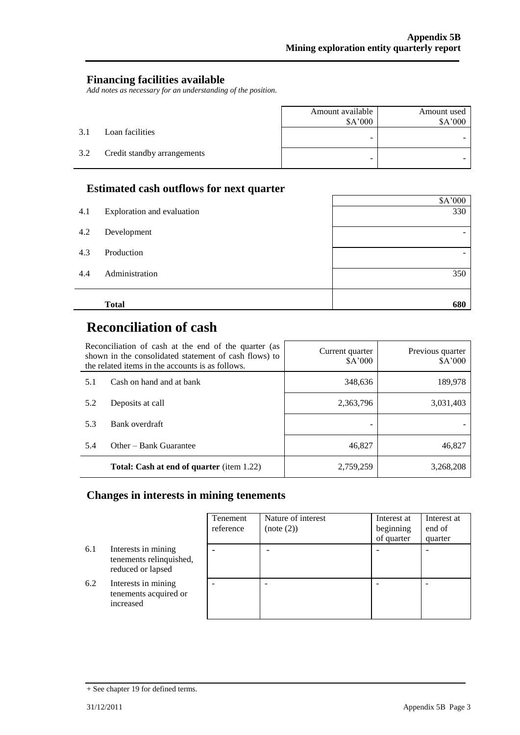## Financing facilities available

*Add notes as necessary for an understanding of the position.*

| | | Amount available $A'000 | Amount used $A'000 |
|---|---|---|---|
| 3.1 | Loan facilities | - | - |
| 3.2 | Credit standby arrangements | - | - |

## Estimated cash outflows for next quarter

| | | $A'000 |
|---|---|---|
| 4.1 | Exploration and evaluation | 330 |
| 4.2 | Development | - |
| 4.3 | Production | - |
| 4.4 | Administration | 350 |
| | **Total** | **680** |

# Reconciliation of cash

| Reconciliation of cash at the end of the quarter (as shown in the consolidated statement of cash flows) to the related items in the accounts is as follows. | | Current quarter $A'000 | Previous quarter $A'000 |
|---|---|---|---|
| 5.1 | Cash on hand and at bank | 348,636 | 189,978 |
| 5.2 | Deposits at call | 2,363,796 | 3,031,403 |
| 5.3 | Bank overdraft | - | - |
| 5.4 | Other – Bank Guarantee | 46,827 | 46,827 |
| | **Total: Cash at end of quarter** (item 1.22) | 2,759,259 | 3,268,208 |

## Changes in interests in mining tenements

| | | Tenement reference | Nature of interest (note (2)) | Interest at beginning of quarter | Interest at end of quarter |
|---|---|---|---|---|---|
| 6.1 | Interests in mining tenements relinquished, reduced or lapsed | - | - | - | - |
| 6.2 | Interests in mining tenements acquired or increased | - | - | - | - |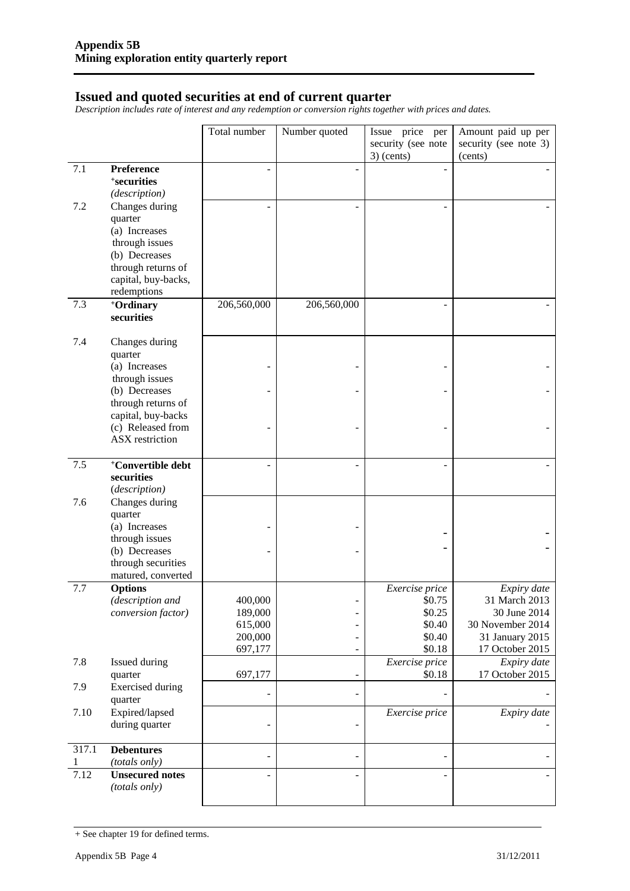## Issued and quoted securities at end of current quarter

*Description includes rate of interest and any redemption or conversion rights together with prices and dates.*

| | | Total number | Number quoted | Issue price per security (see note 3) (cents) | Amount paid up per security (see note 3) (cents) |
|---|---|---|---|---|---|
| 7.1 | **Preference +securities** *(description)* | - | - | - | - |
| 7.2 | Changes during quarter (a) Increases through issues (b) Decreases through returns of capital, buy-backs, redemptions | - | - | - | - |
| 7.3 | **+Ordinary securities** | 206,560,000 | 206,560,000 | - | - |
| 7.4 | Changes during quarter (a) Increases through issues (b) Decreases through returns of capital, buy-backs (c) Released from ASX restriction | -<br>-<br>- | -<br>-<br>- | -<br>-<br>- | -<br>-<br>- |
| 7.5 | **+Convertible debt securities** *(description)* | - | - | - | - |
| 7.6 | Changes during quarter (a) Increases through issues (b) Decreases through securities matured, converted | -<br>- | -<br>- | -<br>- | -<br>- |
| 7.7 | **Options** *(description and conversion factor)* | 400,000<br>189,000<br>615,000<br>200,000<br>697,177 | -<br>-<br>-<br>-<br>- | *Exercise price*<br>\$0.75<br>\$0.25<br>\$0.40<br>\$0.40<br>\$0.18 | *Expiry date*<br>31 March 2013<br>30 June 2014<br>30 November 2014<br>31 January 2015<br>17 October 2015 |
| 7.8 | Issued during quarter | 697,177 | - | *Exercise price*<br>\$0.18 | *Expiry date*<br>17 October 2015 |
| 7.9 | Exercised during quarter | - | - | - | - |
| 7.10 | Expired/lapsed during quarter | - | - | *Exercise price* | *Expiry date*<br>- |
| 317.11 | **Debentures** *(totals only)* | - | - | - | - |
| 7.12 | **Unsecured notes** *(totals only)* | - | - | - | - |

+ See chapter 19 for defined terms.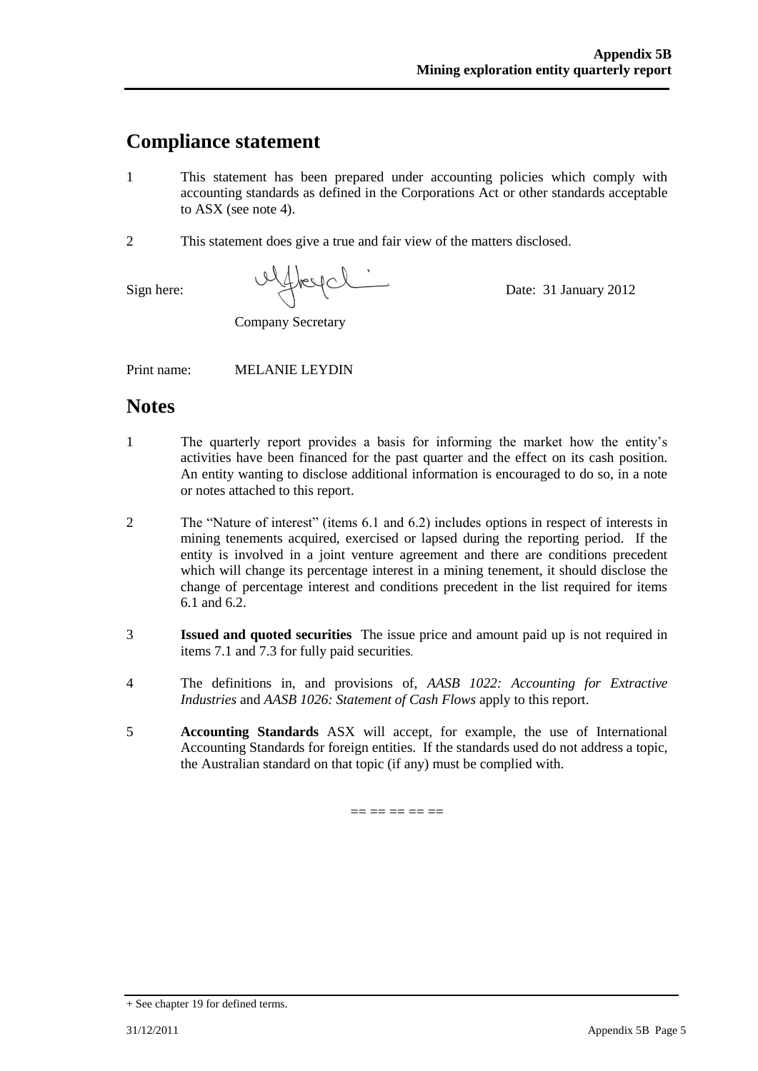## Compliance statement

1 This statement has been prepared under accounting policies which comply with accounting standards as defined in the Corporations Act or other standards acceptable to ASX (see note 4).

2 This statement does give a true and fair view of the matters disclosed.

Sign here: Date: 31 January 2012

Company Secretary

Print name: MELANIE LEYDIN

## Notes

1 The quarterly report provides a basis for informing the market how the entity's activities have been financed for the past quarter and the effect on its cash position. An entity wanting to disclose additional information is encouraged to do so, in a note or notes attached to this report.

2 The "Nature of interest" (items 6.1 and 6.2) includes options in respect of interests in mining tenements acquired, exercised or lapsed during the reporting period. If the entity is involved in a joint venture agreement and there are conditions precedent which will change its percentage interest in a mining tenement, it should disclose the change of percentage interest and conditions precedent in the list required for items 6.1 and 6.2.

3 **Issued and quoted securities** The issue price and amount paid up is not required in items 7.1 and 7.3 for fully paid securities.

4 The definitions in, and provisions of, *AASB 1022: Accounting for Extractive Industries* and *AASB 1026: Statement of Cash Flows* apply to this report.

5 **Accounting Standards** ASX will accept, for example, the use of International Accounting Standards for foreign entities. If the standards used do not address a topic, the Australian standard on that topic (if any) must be complied with.

== == == == ==